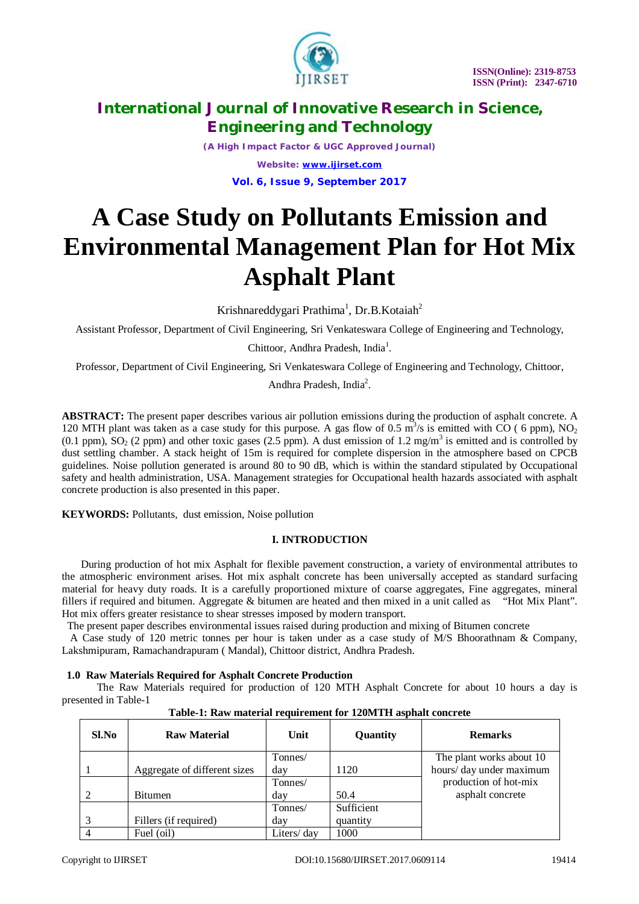# A Case Study on Pollutants Emission and Environmental Management Plan for Hot Mix Asphalt Plant

Krishnareddygari Prathima[1], Dr.B.Kotaiah[2]

Assistant Professor, Department of Civil Engineering, Sri Venkateswara College of Engineering and Technology, Chittoor, Andhra Pradesh, India[1].

Professor, Department of Civil Engineering, Sri Venkateswara College of Engineering and Technology, Chittoor, Andhra Pradesh, India[2].

**ABSTRACT:** The present paper describes various air pollution emissions during the production of asphalt concrete. A 120 MTH plant was taken as a case study for this purpose. A gas flow of 0.5 $m^3/s$ is emitted with CO ( 6 ppm), $NO_2$ (0.1 ppm), $SO_2$ (2 ppm) and other toxic gases (2.5 ppm). A dust emission of 1.2 $mg/m^3$ is emitted and is controlled by dust settling chamber. A stack height of 15m is required for complete dispersion in the atmosphere based on CPCB guidelines. Noise pollution generated is around 80 to 90 dB, which is within the standard stipulated by Occupational safety and health administration, USA. Management strategies for Occupational health hazards associated with asphalt concrete production is also presented in this paper.

**KEYWORDS:** Pollutants, dust emission, Noise pollution

## I. INTRODUCTION

During production of hot mix Asphalt for flexible pavement construction, a variety of environmental attributes to the atmospheric environment arises. Hot mix asphalt concrete has been universally accepted as standard surfacing material for heavy duty roads. It is a carefully proportioned mixture of coarse aggregates, Fine aggregates, mineral fillers if required and bitumen. Aggregate & bitumen are heated and then mixed in a unit called as "Hot Mix Plant". Hot mix offers greater resistance to shear stresses imposed by modern transport.

The present paper describes environmental issues raised during production and mixing of Bitumen concrete

A Case study of 120 metric tonnes per hour is taken under as a case study of M/S Bhoorathnam & Company, Lakshmipuram, Ramachandrapuram ( Mandal), Chittoor district, Andhra Pradesh.

### 1.0 Raw Materials Required for Asphalt Concrete Production

The Raw Materials required for production of 120 MTH Asphalt Concrete for about 10 hours a day is presented in Table-1

**Table-1: Raw material requirement for 120MTH asphalt concrete**

| Sl.No | Raw Material | Unit | Quantity | Remarks |
|---|---|---|---|---|
| 1 | Aggregate of different sizes | Tonnes/ day | 1120 | The plant works about 10 hours/ day under maximum production of hot-mix asphalt concrete |
| 2 | Bitumen | Tonnes/ day | 50.4 | |
| 3 | Fillers (if required) | Tonnes/ day | Sufficient quantity | |
| 4 | Fuel (oil) | Liters/ day | 1000 | |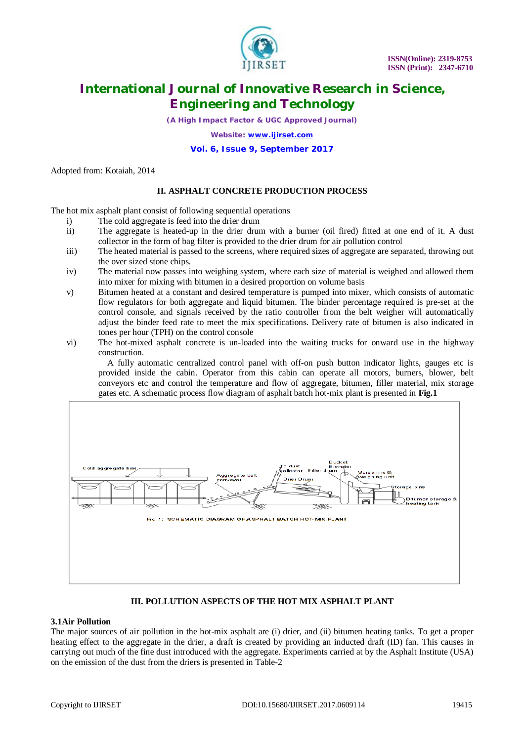Adopted from: Kotaiah, 2014

## II. ASPHALT CONCRETE PRODUCTION PROCESS

The hot mix asphalt plant consist of following sequential operations

i) The cold aggregate is feed into the drier drum
ii) The aggregate is heated-up in the drier drum with a burner (oil fired) fitted at one end of it. A dust collector in the form of bag filter is provided to the drier drum for air pollution control
iii) The heated material is passed to the screens, where required sizes of aggregate are separated, throwing out the over sized stone chips.
iv) The material now passes into weighing system, where each size of material is weighed and allowed them into mixer for mixing with bitumen in a desired proportion on volume basis
v) Bitumen heated at a constant and desired temperature is pumped into mixer, which consists of automatic flow regulators for both aggregate and liquid bitumen. The binder percentage required is pre-set at the control console, and signals received by the ratio controller from the belt weigher will automatically adjust the binder feed rate to meet the mix specifications. Delivery rate of bitumen is also indicated in tones per hour (TPH) on the control console
vi) The hot-mixed asphalt concrete is un-loaded into the waiting trucks for onward use in the highway construction.

A fully automatic centralized control panel with off-on push button indicator lights, gauges etc is provided inside the cabin. Operator from this cabin can operate all motors, burners, blower, belt conveyors etc and control the temperature and flow of aggregate, bitumen, filler material, mix storage gates etc. A schematic process flow diagram of asphalt batch hot-mix plant is presented in **Fig.1**

Cold aggregate bins, Aggregate belt conveyor, To dust collector, Filler drum, Bucket Elevator, Drier Drum, Screening & weighing unit, Storage bins, Bitumen storage & heating tank

Fig 1: SCHEMATIC DIAGRAM OF ASPHALT BATCH HOT- MIX PLANT

## III. POLLUTION ASPECTS OF THE HOT MIX ASPHALT PLANT

### 3.1Air Pollution

The major sources of air pollution in the hot-mix asphalt are (i) drier, and (ii) bitumen heating tanks. To get a proper heating effect to the aggregate in the drier, a draft is created by providing an inducted draft (ID) fan. This causes in carrying out much of the fine dust introduced with the aggregate. Experiments carried at by the Asphalt Institute (USA) on the emission of the dust from the driers is presented in Table-2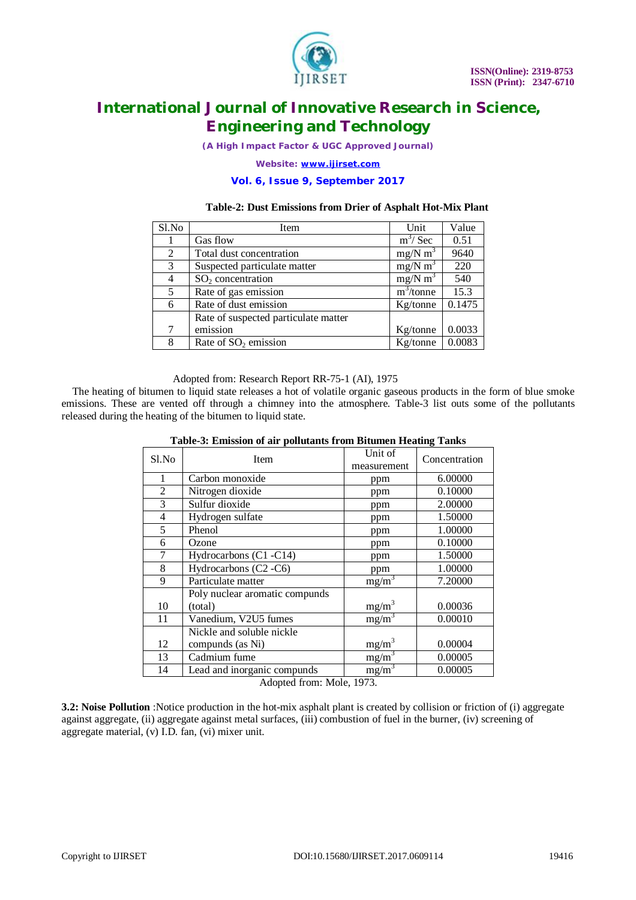**Table-2: Dust Emissions from Drier of Asphalt Hot-Mix Plant**

| Sl.No | Item | Unit | Value |
|---|---|---|---|
| 1 | Gas flow | $m^3$/ Sec | 0.51 |
| 2 | Total dust concentration | mg/N $m^3$ | 9640 |
| 3 | Suspected particulate matter | mg/N $m^3$ | 220 |
| 4 | $SO_2$ concentration | mg/N $m^3$ | 540 |
| 5 | Rate of gas emission | $m^3$/tonne | 15.3 |
| 6 | Rate of dust emission | Kg/tonne | 0.1475 |
| 7 | Rate of suspected particulate matter emission | Kg/tonne | 0.0033 |
| 8 | Rate of $SO_2$ emission | Kg/tonne | 0.0083 |

Adopted from: Research Report RR-75-1 (AI), 1975

The heating of bitumen to liquid state releases a hot of volatile organic gaseous products in the form of blue smoke emissions. These are vented off through a chimney into the atmosphere. Table-3 list outs some of the pollutants released during the heating of the bitumen to liquid state.

**Table-3: Emission of air pollutants from Bitumen Heating Tanks**

| Sl.No | Item | Unit of measurement | Concentration |
|---|---|---|---|
| 1 | Carbon monoxide | ppm | 6.00000 |
| 2 | Nitrogen dioxide | ppm | 0.10000 |
| 3 | Sulfur dioxide | ppm | 2.00000 |
| 4 | Hydrogen sulfate | ppm | 1.50000 |
| 5 | Phenol | ppm | 1.00000 |
| 6 | Ozone | ppm | 0.10000 |
| 7 | Hydrocarbons (C1 -C14) | ppm | 1.50000 |
| 8 | Hydrocarbons (C2 -C6) | ppm | 1.00000 |
| 9 | Particulate matter | mg/$m^3$ | 7.20000 |
| 10 | Poly nuclear aromatic compunds (total) | mg/$m^3$ | 0.00036 |
| 11 | Vanedium, V2U5 fumes | mg/$m^3$ | 0.00010 |
| 12 | Nickle and soluble nickle compunds (as Ni) | mg/$m^3$ | 0.00004 |
| 13 | Cadmium fume | mg/$m^3$ | 0.00005 |
| 14 | Lead and inorganic compunds | mg/$m^3$ | 0.00005 |

Adopted from: Mole, 1973.

**3.2: Noise Pollution** :Notice production in the hot-mix asphalt plant is created by collision or friction of (i) aggregate against aggregate, (ii) aggregate against metal surfaces, (iii) combustion of fuel in the burner, (iv) screening of aggregate material, (v) I.D. fan, (vi) mixer unit.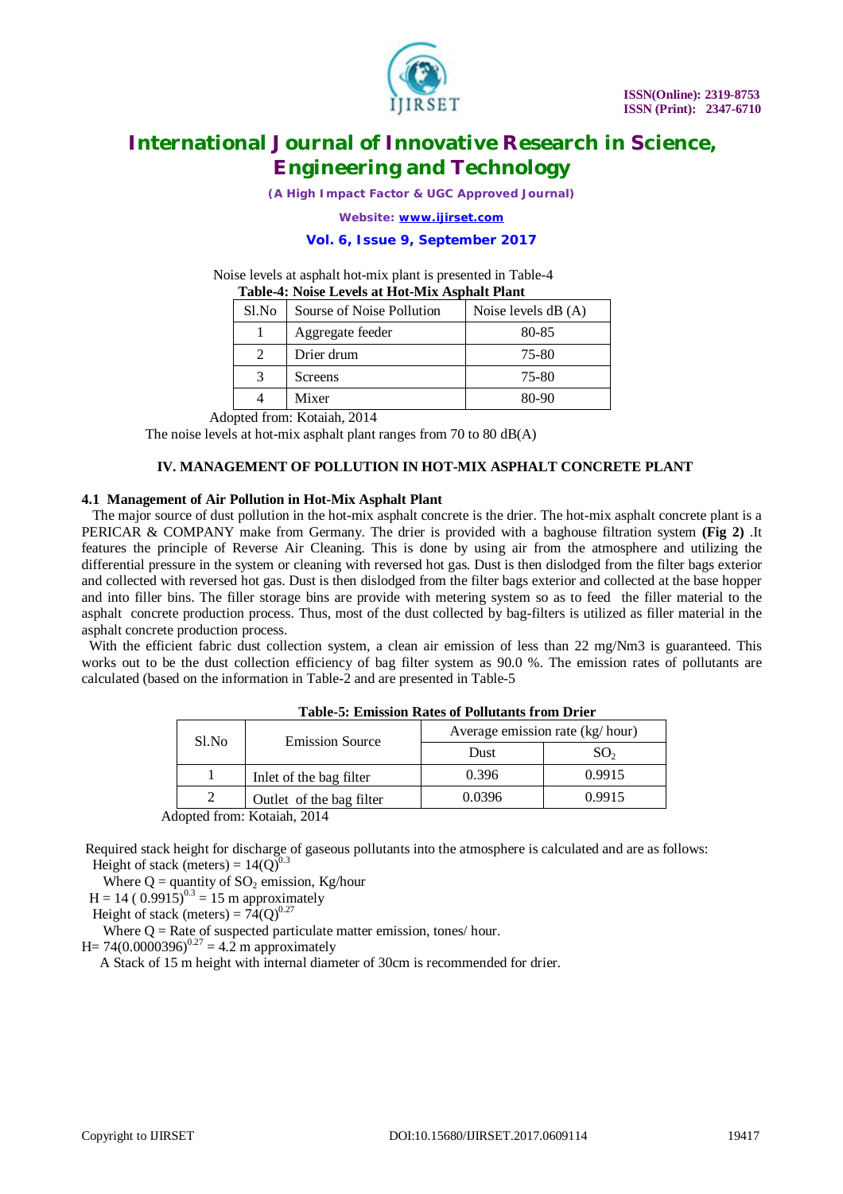Noise levels at asphalt hot-mix plant is presented in Table-4

**Table-4: Noise Levels at Hot-Mix Asphalt Plant**

| Sl.No | Sourse of Noise Pollution | Noise levels dB (A) |
|---|---|---|
| 1 | Aggregate feeder | 80-85 |
| 2 | Drier drum | 75-80 |
| 3 | Screens | 75-80 |
| 4 | Mixer | 80-90 |

Adopted from: Kotaiah, 2014

The noise levels at hot-mix asphalt plant ranges from 70 to 80 dB(A)

## IV. MANAGEMENT OF POLLUTION IN HOT-MIX ASPHALT CONCRETE PLANT

### 4.1 Management of Air Pollution in Hot-Mix Asphalt Plant

The major source of dust pollution in the hot-mix asphalt concrete is the drier. The hot-mix asphalt concrete plant is a PERICAR & COMPANY make from Germany. The drier is provided with a baghouse filtration system **(Fig 2)** .It features the principle of Reverse Air Cleaning. This is done by using air from the atmosphere and utilizing the differential pressure in the system or cleaning with reversed hot gas. Dust is then dislodged from the filter bags exterior and collected with reversed hot gas. Dust is then dislodged from the filter bags exterior and collected at the base hopper and into filler bins. The filler storage bins are provide with metering system so as to feed the filler material to the asphalt concrete production process. Thus, most of the dust collected by bag-filters is utilized as filler material in the asphalt concrete production process.

With the efficient fabric dust collection system, a clean air emission of less than 22 mg/Nm3 is guaranteed. This works out to be the dust collection efficiency of bag filter system as 90.0 %. The emission rates of pollutants are calculated (based on the information in Table-2 and are presented in Table-5

**Table-5: Emission Rates of Pollutants from Drier**

| Sl.No | Emission Source | Average emission rate (kg/ hour) | |
|---|---|---|---|
| | | Dust | $SO_2$ |
| 1 | Inlet of the bag filter | 0.396 | 0.9915 |
| 2 | Outlet of the bag filter | 0.0396 | 0.9915 |

Adopted from: Kotaiah, 2014

Required stack height for discharge of gaseous pollutants into the atmosphere is calculated and are as follows:

Height of stack (meters) = $14(Q)^{0.3}$

Where Q = quantity of $SO_2$ emission, Kg/hour

$H = 14\ (0.9915)^{0.3} = 15$ m approximately

Height of stack (meters) = $74(Q)^{0.27}$

Where Q = Rate of suspected particulate matter emission, tones/ hour.

$H = 74(0.0000396)^{0.27} = 4.2$ m approximately

A Stack of 15 m height with internal diameter of 30cm is recommended for drier.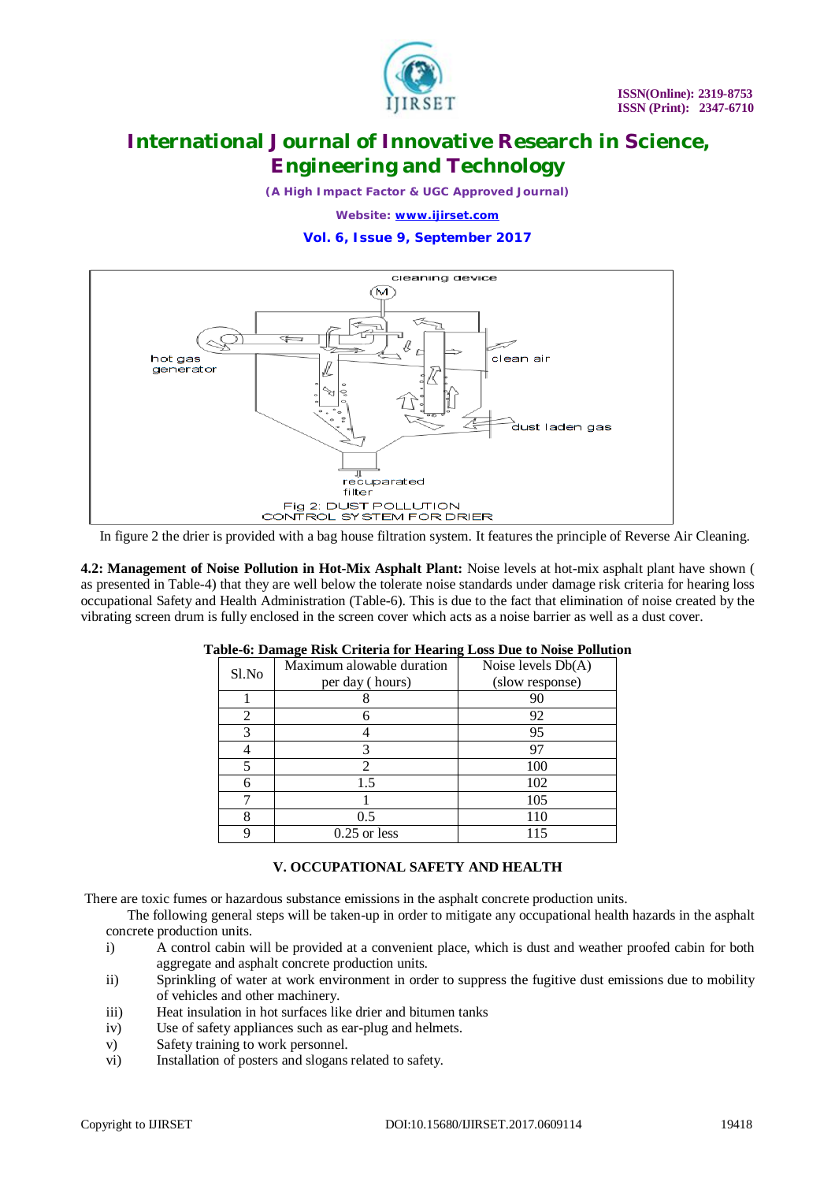Fig 2: DUST POLLUTION CONTROL SYSTEM FOR DRIER

In figure 2 the drier is provided with a bag house filtration system. It features the principle of Reverse Air Cleaning.

**4.2: Management of Noise Pollution in Hot-Mix Asphalt Plant:** Noise levels at hot-mix asphalt plant have shown ( as presented in Table-4) that they are well below the tolerate noise standards under damage risk criteria for hearing loss occupational Safety and Health Administration (Table-6). This is due to the fact that elimination of noise created by the vibrating screen drum is fully enclosed in the screen cover which acts as a noise barrier as well as a dust cover.

**Table-6: Damage Risk Criteria for Hearing Loss Due to Noise Pollution**

| Sl.No | Maximum alowable duration per day ( hours) | Noise levels Db(A) (slow response) |
|---|---|---|
| 1 | 8 | 90 |
| 2 | 6 | 92 |
| 3 | 4 | 95 |
| 4 | 3 | 97 |
| 5 | 2 | 100 |
| 6 | 1.5 | 102 |
| 7 | 1 | 105 |
| 8 | 0.5 | 110 |
| 9 | 0.25 or less | 115 |

## V. OCCUPATIONAL SAFETY AND HEALTH

There are toxic fumes or hazardous substance emissions in the asphalt concrete production units.

The following general steps will be taken-up in order to mitigate any occupational health hazards in the asphalt concrete production units.

i) A control cabin will be provided at a convenient place, which is dust and weather proofed cabin for both aggregate and asphalt concrete production units.

ii) Sprinkling of water at work environment in order to suppress the fugitive dust emissions due to mobility of vehicles and other machinery.

iii) Heat insulation in hot surfaces like drier and bitumen tanks

iv) Use of safety appliances such as ear-plug and helmets.

v) Safety training to work personnel.

vi) Installation of posters and slogans related to safety.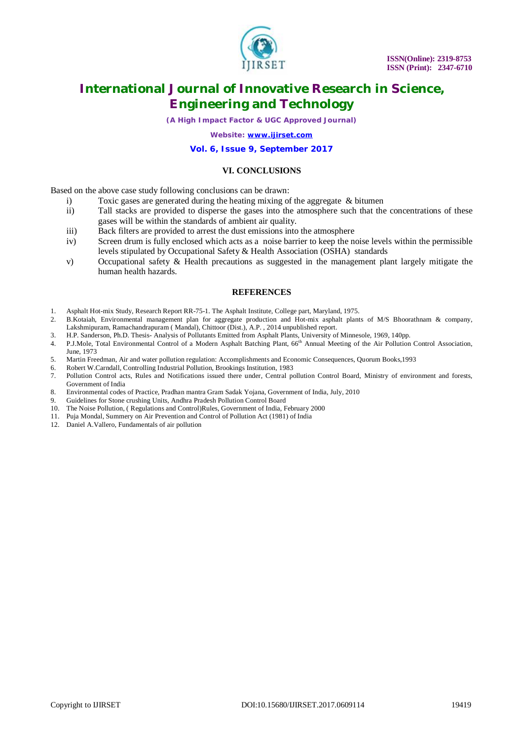## VI. CONCLUSIONS

Based on the above case study following conclusions can be drawn:

i) Toxic gases are generated during the heating mixing of the aggregate & bitumen

ii) Tall stacks are provided to disperse the gases into the atmosphere such that the concentrations of these gases will be within the standards of ambient air quality.

iii) Back filters are provided to arrest the dust emissions into the atmosphere

iv) Screen drum is fully enclosed which acts as a noise barrier to keep the noise levels within the permissible levels stipulated by Occupational Safety & Health Association (OSHA) standards

v) Occupational safety & Health precautions as suggested in the management plant largely mitigate the human health hazards.

## REFERENCES

1. Asphalt Hot-mix Study, Research Report RR-75-1. The Asphalt Institute, College part, Maryland, 1975.
2. B.Kotaiah, Environmental management plan for aggregate production and Hot-mix asphalt plants of M/S Bhoorathnam & company, Lakshmipuram, Ramachandrapuram ( Mandal), Chittoor (Dist.), A.P. , 2014 unpublished report.
3. H.P. Sanderson, Ph.D. Thesis- Analysis of Pollutants Emitted from Asphalt Plants, University of Minnesole, 1969, 140pp.
4. P.J.Mole, Total Environmental Control of a Modern Asphalt Batching Plant, 66th Annual Meeting of the Air Pollution Control Association, June, 1973
5. Martin Freedman, Air and water pollution regulation: Accomplishments and Economic Consequences, Quorum Books,1993
6. Robert W.Carndall, Controlling Industrial Pollution, Brookings Institution, 1983
7. Pollution Control acts, Rules and Notifications issued there under, Central pollution Control Board, Ministry of environment and forests, Government of India
8. Environmental codes of Practice, Pradhan mantra Gram Sadak Yojana, Government of India, July, 2010
9. Guidelines for Stone crushing Units, Andhra Pradesh Pollution Control Board
10. The Noise Pollution, ( Regulations and Control)Rules, Government of India, February 2000
11. Puja Mondal, Summery on Air Prevention and Control of Pollution Act (1981) of India
12. Daniel A.Vallero, Fundamentals of air pollution